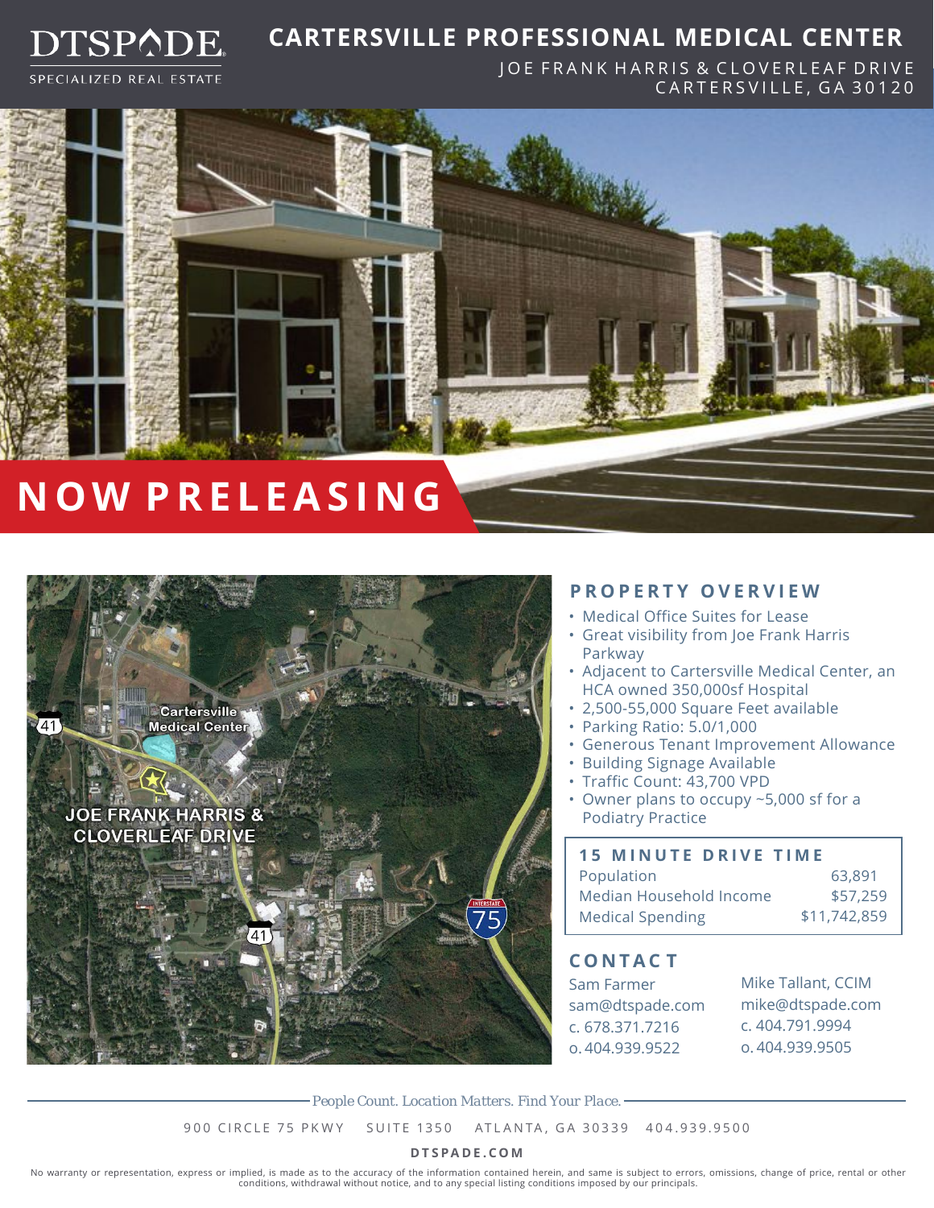DTSPADE
SPECIALIZED REAL ESTATE

# CARTERSVILLE PROFESSIONAL MEDICAL CENTER

JOE FRANK HARRIS & CLOVERLEAF DRIVE
CARTERSVILLE, GA 30120

## NOW PRELEASING

Cartersville Medical Center

41

JOE FRANK HARRIS & CLOVERLEAF DRIVE

41

INTERSTATE 75

## PROPERTY OVERVIEW

- Medical Office Suites for Lease
- Great visibility from Joe Frank Harris Parkway
- Adjacent to Cartersville Medical Center, an HCA owned 350,000sf Hospital
- 2,500-55,000 Square Feet available
- Parking Ratio: 5.0/1,000
- Generous Tenant Improvement Allowance
- Building Signage Available
- Traffic Count: 43,700 VPD
- Owner plans to occupy ~5,000 sf for a Podiatry Practice

| 15 MINUTE DRIVE TIME | |
|---|---|
| Population | 63,891 |
| Median Household Income | $57,259 |
| Medical Spending | $11,742,859 |

## CONTACT

Sam Farmer
sam@dtspade.com
c. 678.371.7216
o. 404.939.9522

Mike Tallant, CCIM
mike@dtspade.com
c. 404.791.9994
o. 404.939.9505

*People Count. Location Matters. Find Your Place.*

900 CIRCLE 75 PKWY SUITE 1350 ATLANTA, GA 30339 404.939.9500

**DTSPADE.COM**

No warranty or representation, express or implied, is made as to the accuracy of the information contained herein, and same is subject to errors, omissions, change of price, rental or other conditions, withdrawal without notice, and to any special listing conditions imposed by our principals.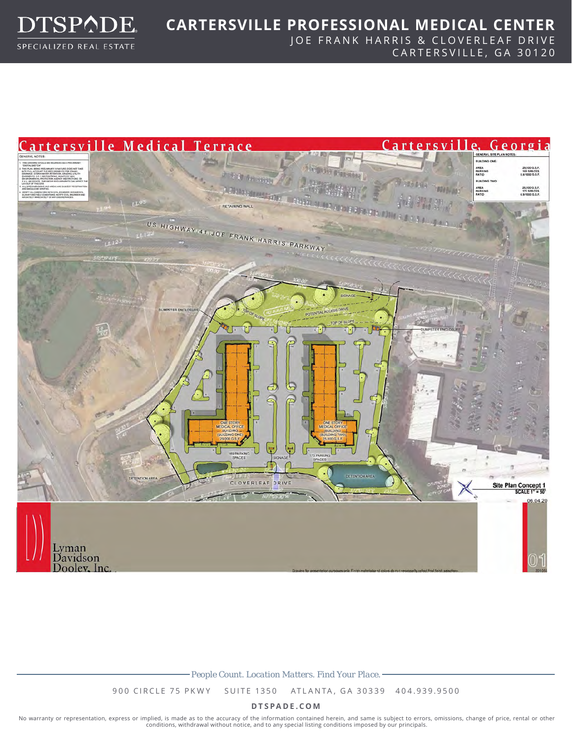# CARTERSVILLE PROFESSIONAL MEDICAL CENTER

JOE FRANK HARRIS & CLOVERLEAF DRIVE
CARTERSVILLE, GA 30120

Cartersville Medical Terrace

Cartersville, Georgia

GENERAL SITE PLAN NOTES:

BUILDING ONE:

| | |
|---|---|
| AREA | 29,000 G.S.F. |
| PARKING | 189 SPACES |
| RATIO | 6.8/1000 G.S.F. |

BUILDING TWO:

| | |
|---|---|
| AREA | 25,000 G.S.F. |
| PARKING | 173 SPACES |
| RATIO | 6.9/1000 G.S.F. |

US HIGHWAY 41 JOE FRANK HARRIS PARKWAY

RETAINING WALL

DUMPSTER ENCLOSURE

SIGNAGE

POTENTIAL ACCESS DRIVE

TOP OF SLOPE

ONE STORY MEDICAL OFFICE BUILDING (BUILDING ONE) 29,000 G.S.F.

ONE STORY MEDICAL OFFICE BUILDING (BUILDING TWO) 25,000 G.S.F.

189 PARKING SPACES

173 PARKING SPACES

DETENTION AREA

CLOVERLEAF DRIVE

Site Plan Concept 1
SCALE 1" = 50'

06.04.20

Lyman Davidson Dooley, Inc.

Drawing for presentation purposes only. Finish materials and colors do not necessarily reflect final finish selections.

01

*People Count. Location Matters. Find Your Place.*

900 CIRCLE 75 PKWY SUITE 1350 ATLANTA, GA 30339 404.939.9500

**DTSPADE.COM**

No warranty or representation, express or implied, is made as to the accuracy of the information contained herein, and same is subject to errors, omissions, change of price, rental or other conditions, withdrawal without notice, and to any special listing conditions imposed by our principals.